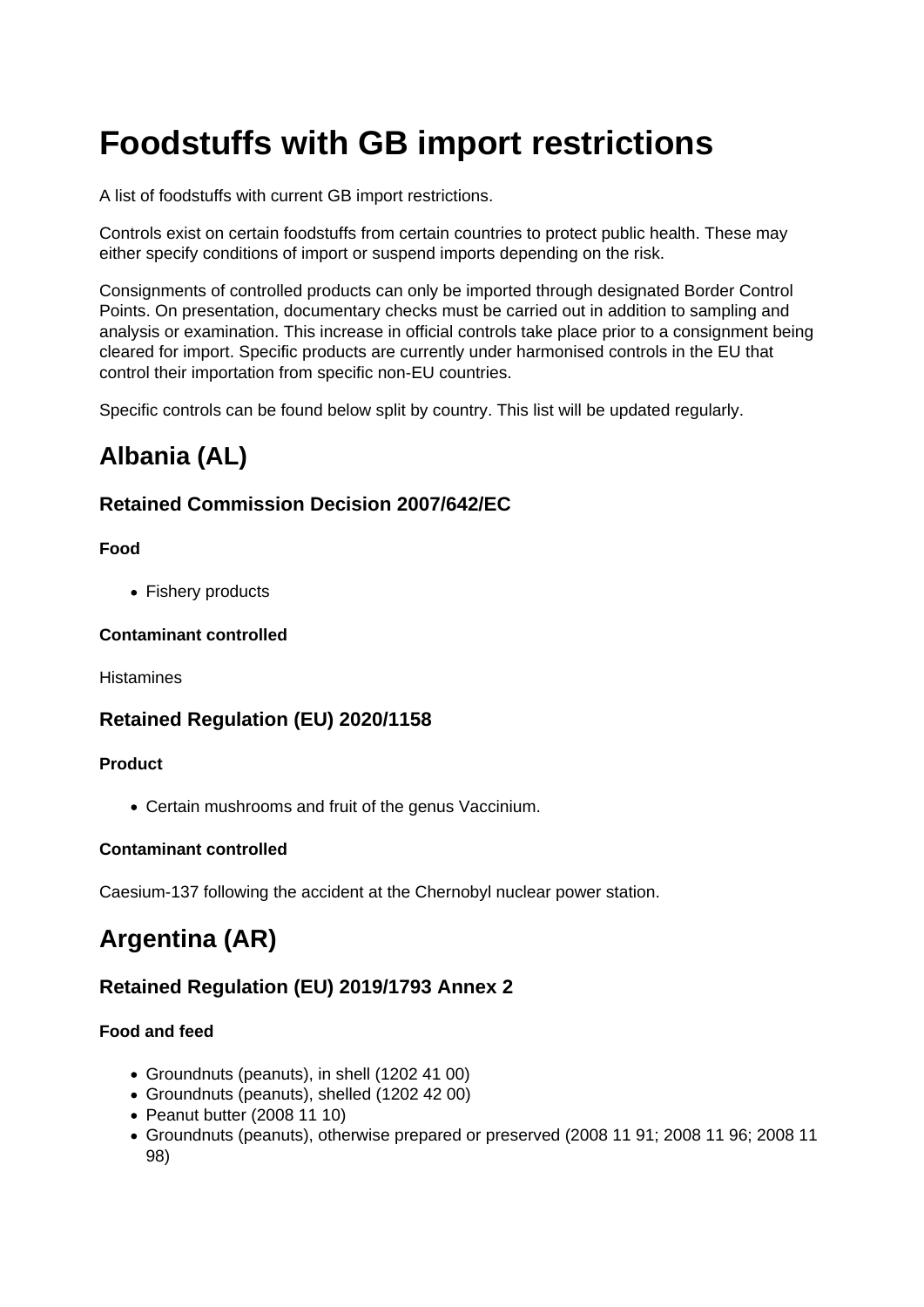# Foodstuffs with GB import restrictions

A list of foodstuffs with current GB import restrictions.

Controls exist on certain foodstuffs from certain countries to protect public health. These may either specify conditions of import or suspend imports depending on the risk.

Consignments of controlled products can only be imported through designated Border Control Points. On presentation, documentary checks must be carried out in addition to sampling and analysis or examination. This increase in official controls take place prior to a consignment being cleared for import. Specific products are currently under harmonised controls in the EU that control their importation from specific non-EU countries.

Specific controls can be found below split by country. This list will be updated regularly.

## Albania (AL)

### Retained Commission Decision 2007/642/EC

**Food**

- Fishery products

**Contaminant controlled**

Histamines

### Retained Regulation (EU) 2020/1158

**Product**

- Certain mushrooms and fruit of the genus Vaccinium.

**Contaminant controlled**

Caesium-137 following the accident at the Chernobyl nuclear power station.

## Argentina (AR)

### Retained Regulation (EU) 2019/1793 Annex 2

**Food and feed**

- Groundnuts (peanuts), in shell (1202 41 00)
- Groundnuts (peanuts), shelled (1202 42 00)
- Peanut butter (2008 11 10)
- Groundnuts (peanuts), otherwise prepared or preserved (2008 11 91; 2008 11 96; 2008 11 98)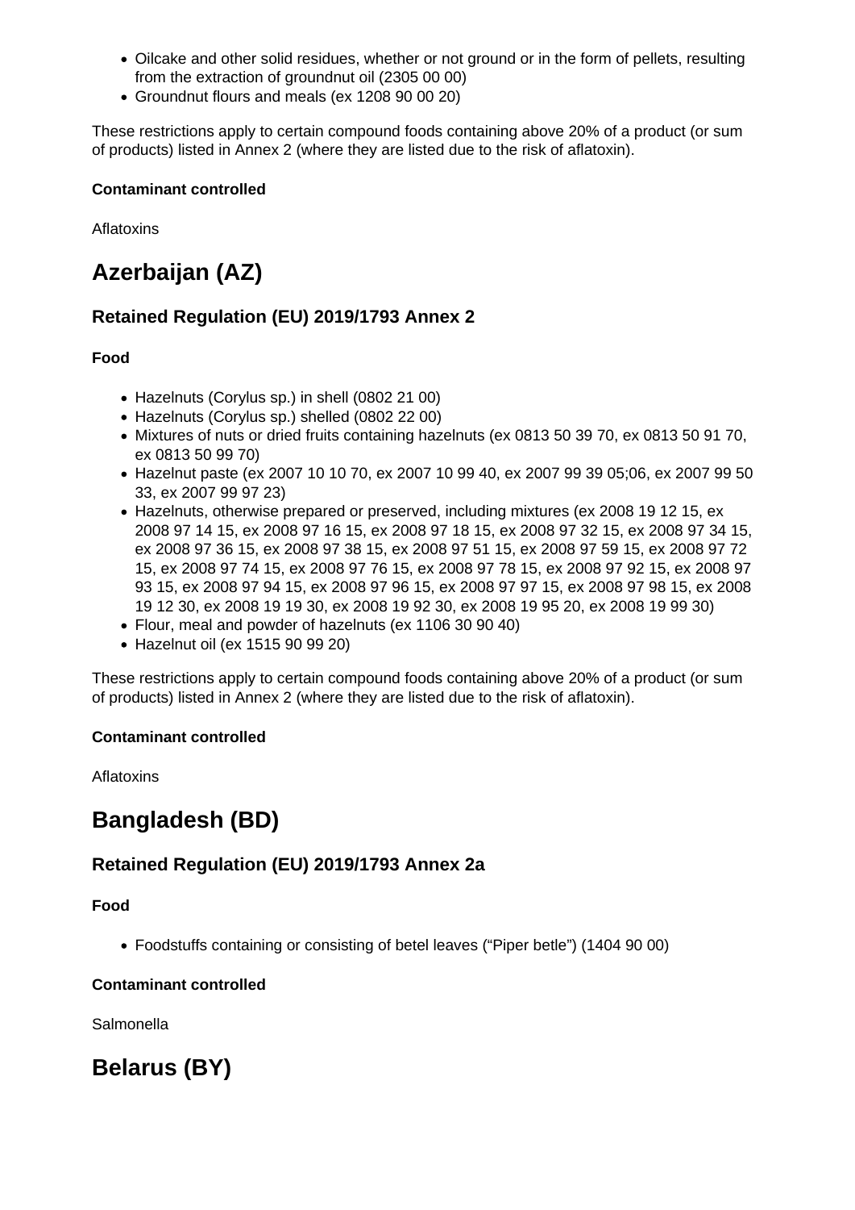- Oilcake and other solid residues, whether or not ground or in the form of pellets, resulting from the extraction of groundnut oil (2305 00 00)
- Groundnut flours and meals (ex 1208 90 00 20)

These restrictions apply to certain compound foods containing above 20% of a product (or sum of products) listed in Annex 2 (where they are listed due to the risk of aflatoxin).

**Contaminant controlled**

Aflatoxins

# Azerbaijan (AZ)

## Retained Regulation (EU) 2019/1793 Annex 2

**Food**

- Hazelnuts (Corylus sp.) in shell (0802 21 00)
- Hazelnuts (Corylus sp.) shelled (0802 22 00)
- Mixtures of nuts or dried fruits containing hazelnuts (ex 0813 50 39 70, ex 0813 50 91 70, ex 0813 50 99 70)
- Hazelnut paste (ex 2007 10 10 70, ex 2007 10 99 40, ex 2007 99 39 05;06, ex 2007 99 50 33, ex 2007 99 97 23)
- Hazelnuts, otherwise prepared or preserved, including mixtures (ex 2008 19 12 15, ex 2008 97 14 15, ex 2008 97 16 15, ex 2008 97 18 15, ex 2008 97 32 15, ex 2008 97 34 15, ex 2008 97 36 15, ex 2008 97 38 15, ex 2008 97 51 15, ex 2008 97 59 15, ex 2008 97 72 15, ex 2008 97 74 15, ex 2008 97 76 15, ex 2008 97 78 15, ex 2008 97 92 15, ex 2008 97 93 15, ex 2008 97 94 15, ex 2008 97 96 15, ex 2008 97 97 15, ex 2008 97 98 15, ex 2008 19 12 30, ex 2008 19 19 30, ex 2008 19 92 30, ex 2008 19 95 20, ex 2008 19 99 30)
- Flour, meal and powder of hazelnuts (ex 1106 30 90 40)
- Hazelnut oil (ex 1515 90 99 20)

These restrictions apply to certain compound foods containing above 20% of a product (or sum of products) listed in Annex 2 (where they are listed due to the risk of aflatoxin).

**Contaminant controlled**

Aflatoxins

# Bangladesh (BD)

## Retained Regulation (EU) 2019/1793 Annex 2a

**Food**

- Foodstuffs containing or consisting of betel leaves (“Piper betle”) (1404 90 00)

**Contaminant controlled**

Salmonella

# Belarus (BY)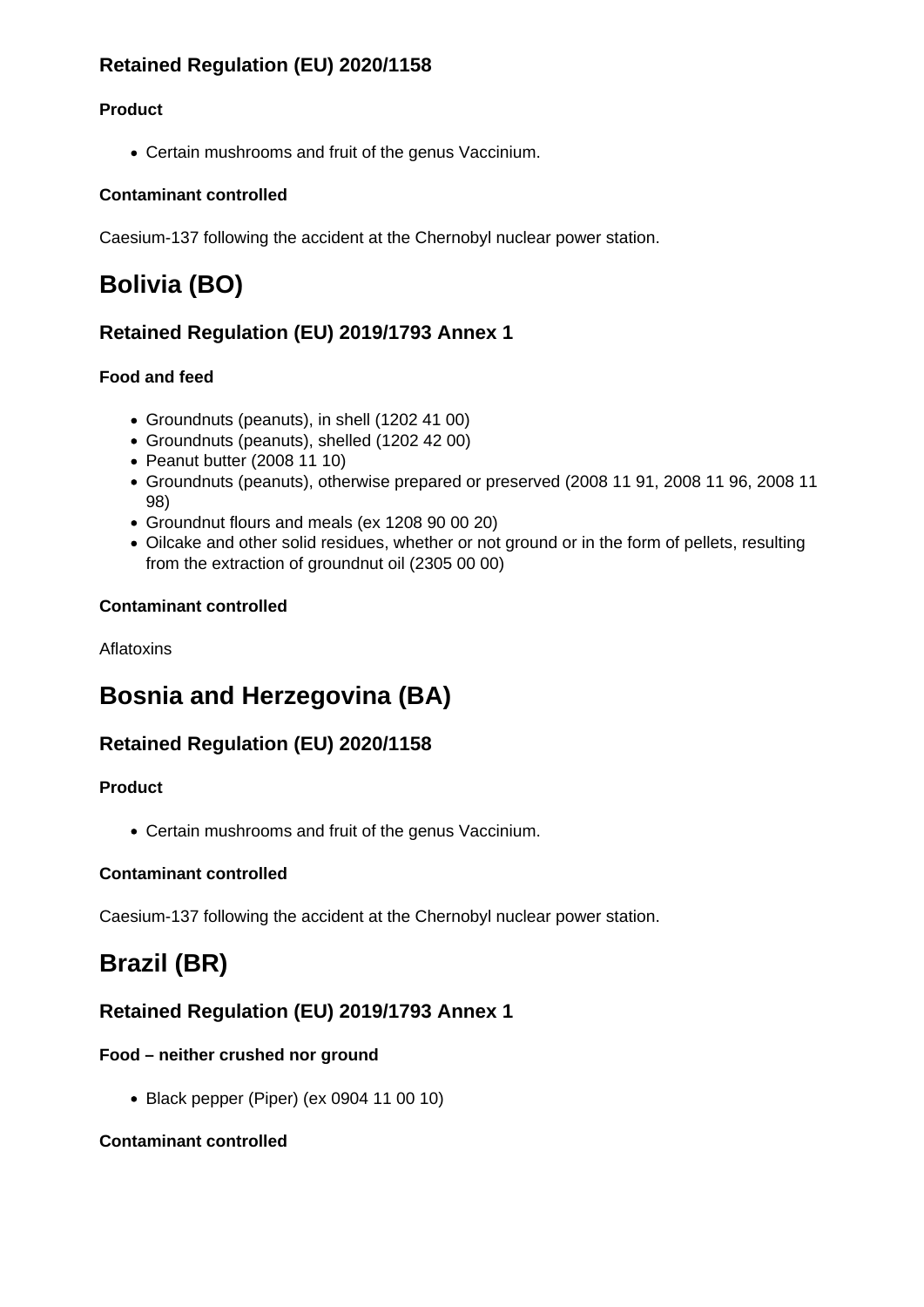### Retained Regulation (EU) 2020/1158

#### Product

- Certain mushrooms and fruit of the genus Vaccinium.

#### Contaminant controlled

Caesium-137 following the accident at the Chernobyl nuclear power station.

## Bolivia (BO)

### Retained Regulation (EU) 2019/1793 Annex 1

#### Food and feed

- Groundnuts (peanuts), in shell (1202 41 00)
- Groundnuts (peanuts), shelled (1202 42 00)
- Peanut butter (2008 11 10)
- Groundnuts (peanuts), otherwise prepared or preserved (2008 11 91, 2008 11 96, 2008 11 98)
- Groundnut flours and meals (ex 1208 90 00 20)
- Oilcake and other solid residues, whether or not ground or in the form of pellets, resulting from the extraction of groundnut oil (2305 00 00)

#### Contaminant controlled

Aflatoxins

## Bosnia and Herzegovina (BA)

### Retained Regulation (EU) 2020/1158

#### Product

- Certain mushrooms and fruit of the genus Vaccinium.

#### Contaminant controlled

Caesium-137 following the accident at the Chernobyl nuclear power station.

## Brazil (BR)

### Retained Regulation (EU) 2019/1793 Annex 1

#### Food – neither crushed nor ground

- Black pepper (Piper) (ex 0904 11 00 10)

#### Contaminant controlled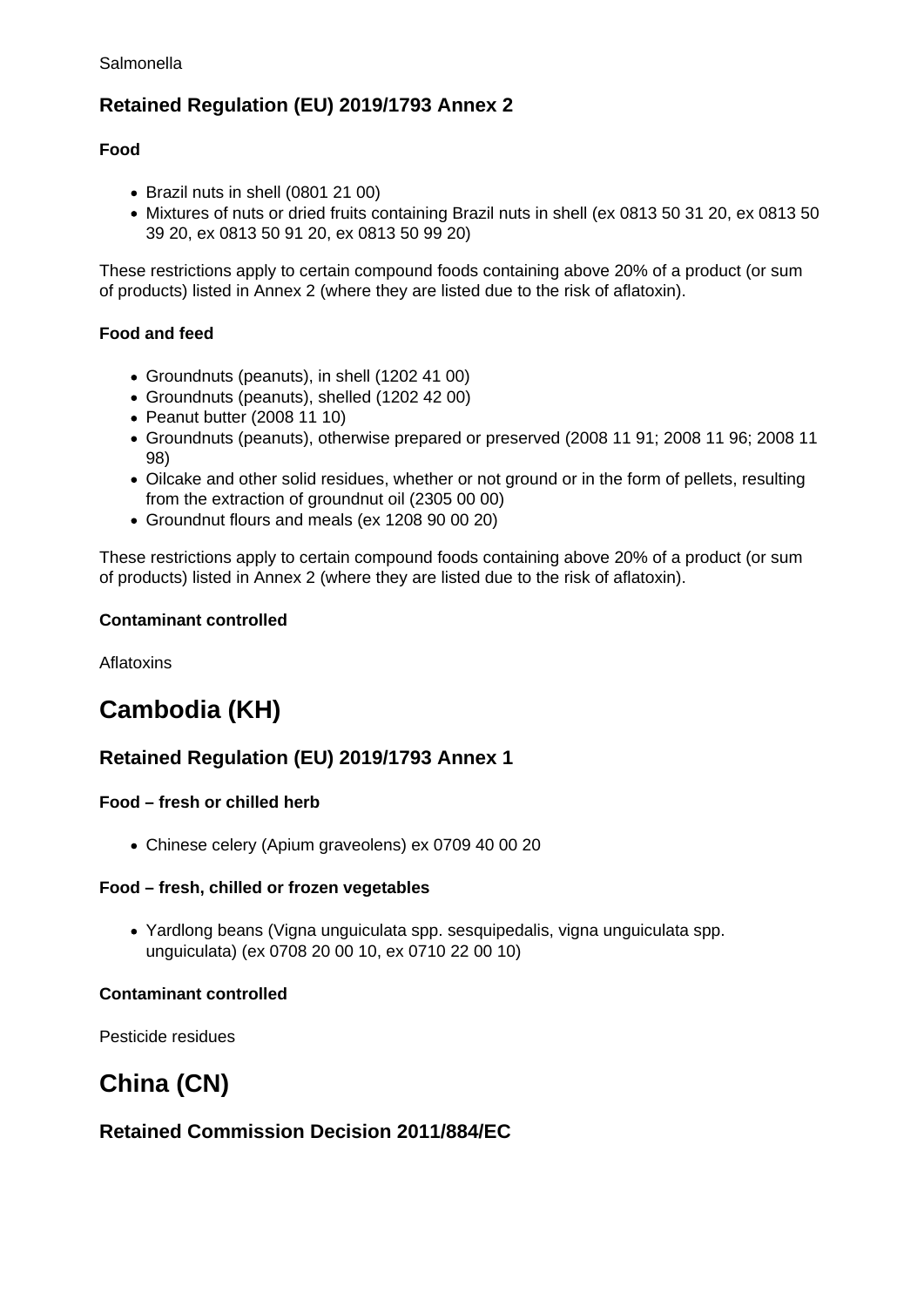Salmonella

### Retained Regulation (EU) 2019/1793 Annex 2

#### Food

- Brazil nuts in shell (0801 21 00)
- Mixtures of nuts or dried fruits containing Brazil nuts in shell (ex 0813 50 31 20, ex 0813 50 39 20, ex 0813 50 91 20, ex 0813 50 99 20)

These restrictions apply to certain compound foods containing above 20% of a product (or sum of products) listed in Annex 2 (where they are listed due to the risk of aflatoxin).

#### Food and feed

- Groundnuts (peanuts), in shell (1202 41 00)
- Groundnuts (peanuts), shelled (1202 42 00)
- Peanut butter (2008 11 10)
- Groundnuts (peanuts), otherwise prepared or preserved (2008 11 91; 2008 11 96; 2008 11 98)
- Oilcake and other solid residues, whether or not ground or in the form of pellets, resulting from the extraction of groundnut oil (2305 00 00)
- Groundnut flours and meals (ex 1208 90 00 20)

These restrictions apply to certain compound foods containing above 20% of a product (or sum of products) listed in Annex 2 (where they are listed due to the risk of aflatoxin).

#### Contaminant controlled

Aflatoxins

## Cambodia (KH)

### Retained Regulation (EU) 2019/1793 Annex 1

#### Food – fresh or chilled herb

- Chinese celery (Apium graveolens) ex 0709 40 00 20

#### Food – fresh, chilled or frozen vegetables

- Yardlong beans (Vigna unguiculata spp. sesquipedalis, vigna unguiculata spp. unguiculata) (ex 0708 20 00 10, ex 0710 22 00 10)

#### Contaminant controlled

Pesticide residues

## China (CN)

### Retained Commission Decision 2011/884/EC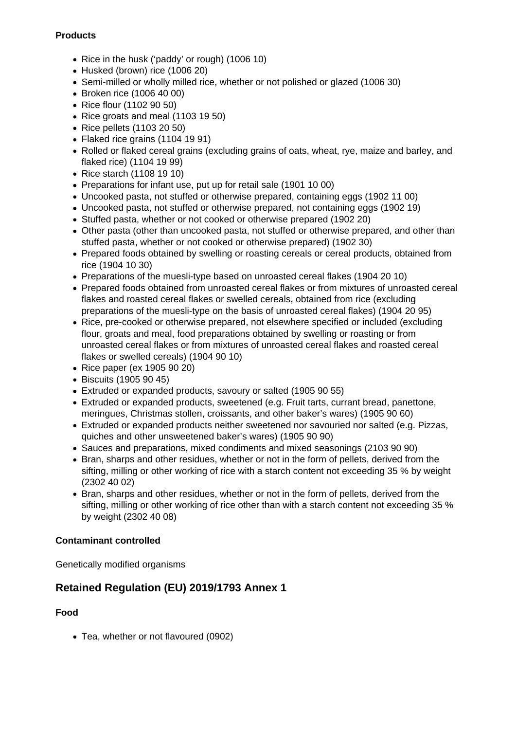**Products**

- Rice in the husk ('paddy' or rough) (1006 10)
- Husked (brown) rice (1006 20)
- Semi-milled or wholly milled rice, whether or not polished or glazed (1006 30)
- Broken rice (1006 40 00)
- Rice flour (1102 90 50)
- Rice groats and meal (1103 19 50)
- Rice pellets (1103 20 50)
- Flaked rice grains (1104 19 91)
- Rolled or flaked cereal grains (excluding grains of oats, wheat, rye, maize and barley, and flaked rice) (1104 19 99)
- Rice starch (1108 19 10)
- Preparations for infant use, put up for retail sale (1901 10 00)
- Uncooked pasta, not stuffed or otherwise prepared, containing eggs (1902 11 00)
- Uncooked pasta, not stuffed or otherwise prepared, not containing eggs (1902 19)
- Stuffed pasta, whether or not cooked or otherwise prepared (1902 20)
- Other pasta (other than uncooked pasta, not stuffed or otherwise prepared, and other than stuffed pasta, whether or not cooked or otherwise prepared) (1902 30)
- Prepared foods obtained by swelling or roasting cereals or cereal products, obtained from rice (1904 10 30)
- Preparations of the muesli-type based on unroasted cereal flakes (1904 20 10)
- Prepared foods obtained from unroasted cereal flakes or from mixtures of unroasted cereal flakes and roasted cereal flakes or swelled cereals, obtained from rice (excluding preparations of the muesli-type on the basis of unroasted cereal flakes) (1904 20 95)
- Rice, pre-cooked or otherwise prepared, not elsewhere specified or included (excluding flour, groats and meal, food preparations obtained by swelling or roasting or from unroasted cereal flakes or from mixtures of unroasted cereal flakes and roasted cereal flakes or swelled cereals) (1904 90 10)
- Rice paper (ex 1905 90 20)
- Biscuits (1905 90 45)
- Extruded or expanded products, savoury or salted (1905 90 55)
- Extruded or expanded products, sweetened (e.g. Fruit tarts, currant bread, panettone, meringues, Christmas stollen, croissants, and other baker's wares) (1905 90 60)
- Extruded or expanded products neither sweetened nor savouried nor salted (e.g. Pizzas, quiches and other unsweetened baker's wares) (1905 90 90)
- Sauces and preparations, mixed condiments and mixed seasonings (2103 90 90)
- Bran, sharps and other residues, whether or not in the form of pellets, derived from the sifting, milling or other working of rice with a starch content not exceeding 35 % by weight (2302 40 02)
- Bran, sharps and other residues, whether or not in the form of pellets, derived from the sifting, milling or other working of rice other than with a starch content not exceeding 35 % by weight (2302 40 08)

**Contaminant controlled**

Genetically modified organisms

## Retained Regulation (EU) 2019/1793 Annex 1

**Food**

- Tea, whether or not flavoured (0902)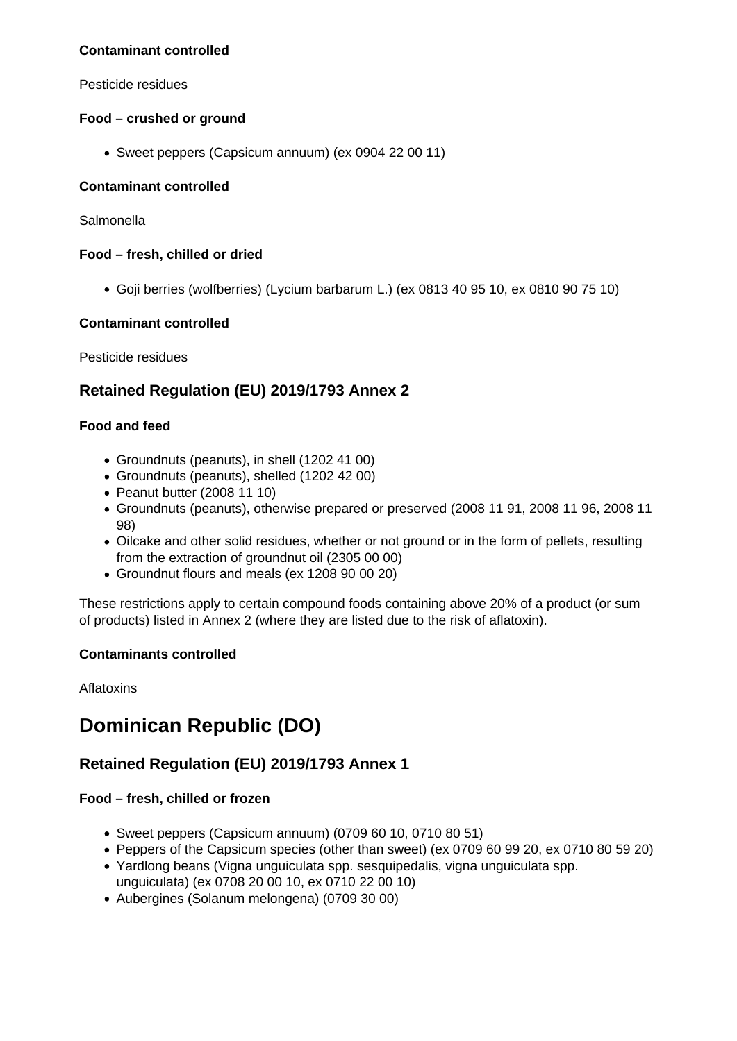#### Contaminant controlled

Pesticide residues

#### Food – crushed or ground

- Sweet peppers (Capsicum annuum) (ex 0904 22 00 11)

#### Contaminant controlled

Salmonella

#### Food – fresh, chilled or dried

- Goji berries (wolfberries) (Lycium barbarum L.) (ex 0813 40 95 10, ex 0810 90 75 10)

#### Contaminant controlled

Pesticide residues

### Retained Regulation (EU) 2019/1793 Annex 2

#### Food and feed

- Groundnuts (peanuts), in shell (1202 41 00)
- Groundnuts (peanuts), shelled (1202 42 00)
- Peanut butter (2008 11 10)
- Groundnuts (peanuts), otherwise prepared or preserved (2008 11 91, 2008 11 96, 2008 11 98)
- Oilcake and other solid residues, whether or not ground or in the form of pellets, resulting from the extraction of groundnut oil (2305 00 00)
- Groundnut flours and meals (ex 1208 90 00 20)

These restrictions apply to certain compound foods containing above 20% of a product (or sum of products) listed in Annex 2 (where they are listed due to the risk of aflatoxin).

#### Contaminants controlled

Aflatoxins

## Dominican Republic (DO)

### Retained Regulation (EU) 2019/1793 Annex 1

#### Food – fresh, chilled or frozen

- Sweet peppers (Capsicum annuum) (0709 60 10, 0710 80 51)
- Peppers of the Capsicum species (other than sweet) (ex 0709 60 99 20, ex 0710 80 59 20)
- Yardlong beans (Vigna unguiculata spp. sesquipedalis, vigna unguiculata spp. unguiculata) (ex 0708 20 00 10, ex 0710 22 00 10)
- Aubergines (Solanum melongena) (0709 30 00)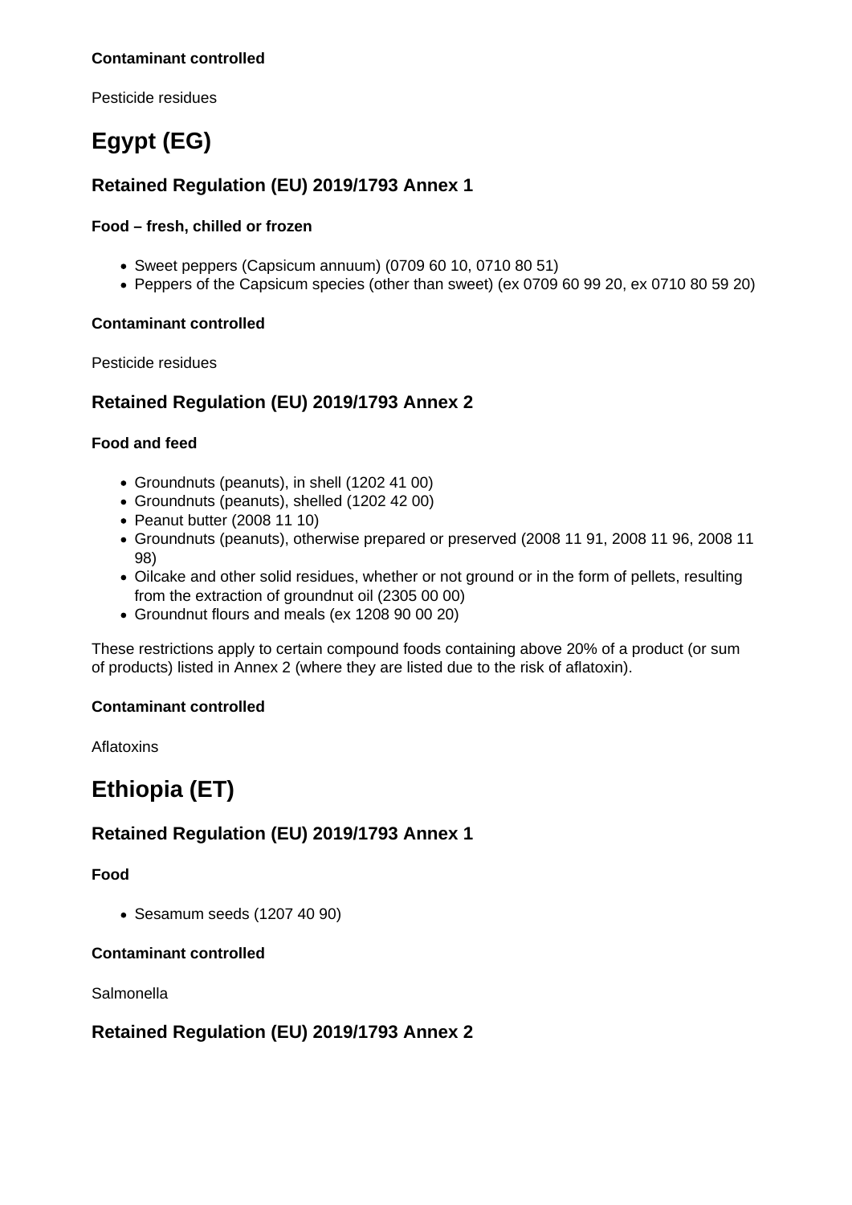#### Contaminant controlled

Pesticide residues

# Egypt (EG)

## Retained Regulation (EU) 2019/1793 Annex 1

#### Food – fresh, chilled or frozen

- Sweet peppers (Capsicum annuum) (0709 60 10, 0710 80 51)
- Peppers of the Capsicum species (other than sweet) (ex 0709 60 99 20, ex 0710 80 59 20)

#### Contaminant controlled

Pesticide residues

## Retained Regulation (EU) 2019/1793 Annex 2

#### Food and feed

- Groundnuts (peanuts), in shell (1202 41 00)
- Groundnuts (peanuts), shelled (1202 42 00)
- Peanut butter (2008 11 10)
- Groundnuts (peanuts), otherwise prepared or preserved (2008 11 91, 2008 11 96, 2008 11 98)
- Oilcake and other solid residues, whether or not ground or in the form of pellets, resulting from the extraction of groundnut oil (2305 00 00)
- Groundnut flours and meals (ex 1208 90 00 20)

These restrictions apply to certain compound foods containing above 20% of a product (or sum of products) listed in Annex 2 (where they are listed due to the risk of aflatoxin).

#### Contaminant controlled

Aflatoxins

# Ethiopia (ET)

## Retained Regulation (EU) 2019/1793 Annex 1

#### Food

- Sesamum seeds (1207 40 90)

#### Contaminant controlled

Salmonella

## Retained Regulation (EU) 2019/1793 Annex 2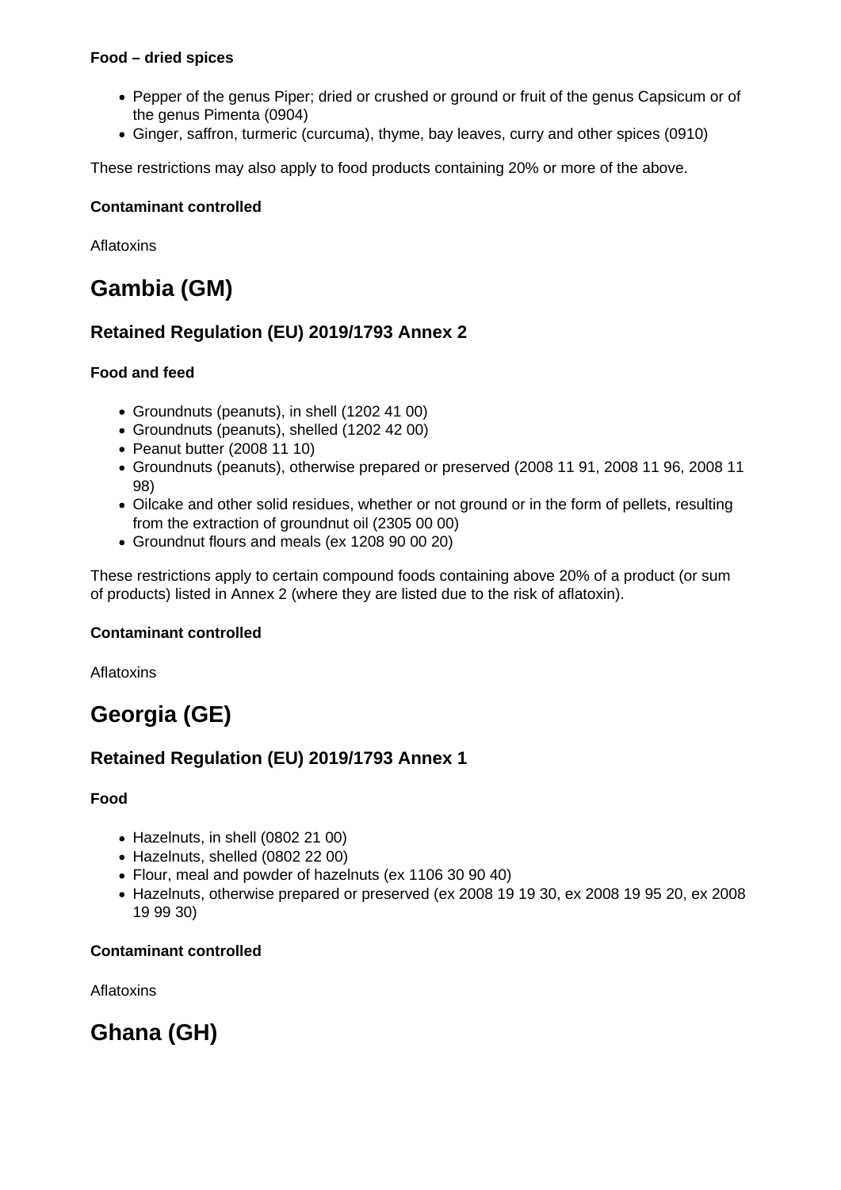**Food – dried spices**

- Pepper of the genus Piper; dried or crushed or ground or fruit of the genus Capsicum or of the genus Pimenta (0904)
- Ginger, saffron, turmeric (curcuma), thyme, bay leaves, curry and other spices (0910)

These restrictions may also apply to food products containing 20% or more of the above.

**Contaminant controlled**

Aflatoxins

# Gambia (GM)

## Retained Regulation (EU) 2019/1793 Annex 2

**Food and feed**

- Groundnuts (peanuts), in shell (1202 41 00)
- Groundnuts (peanuts), shelled (1202 42 00)
- Peanut butter (2008 11 10)
- Groundnuts (peanuts), otherwise prepared or preserved (2008 11 91, 2008 11 96, 2008 11 98)
- Oilcake and other solid residues, whether or not ground or in the form of pellets, resulting from the extraction of groundnut oil (2305 00 00)
- Groundnut flours and meals (ex 1208 90 00 20)

These restrictions apply to certain compound foods containing above 20% of a product (or sum of products) listed in Annex 2 (where they are listed due to the risk of aflatoxin).

**Contaminant controlled**

Aflatoxins

# Georgia (GE)

## Retained Regulation (EU) 2019/1793 Annex 1

**Food**

- Hazelnuts, in shell (0802 21 00)
- Hazelnuts, shelled (0802 22 00)
- Flour, meal and powder of hazelnuts (ex 1106 30 90 40)
- Hazelnuts, otherwise prepared or preserved (ex 2008 19 19 30, ex 2008 19 95 20, ex 2008 19 99 30)

**Contaminant controlled**

Aflatoxins

# Ghana (GH)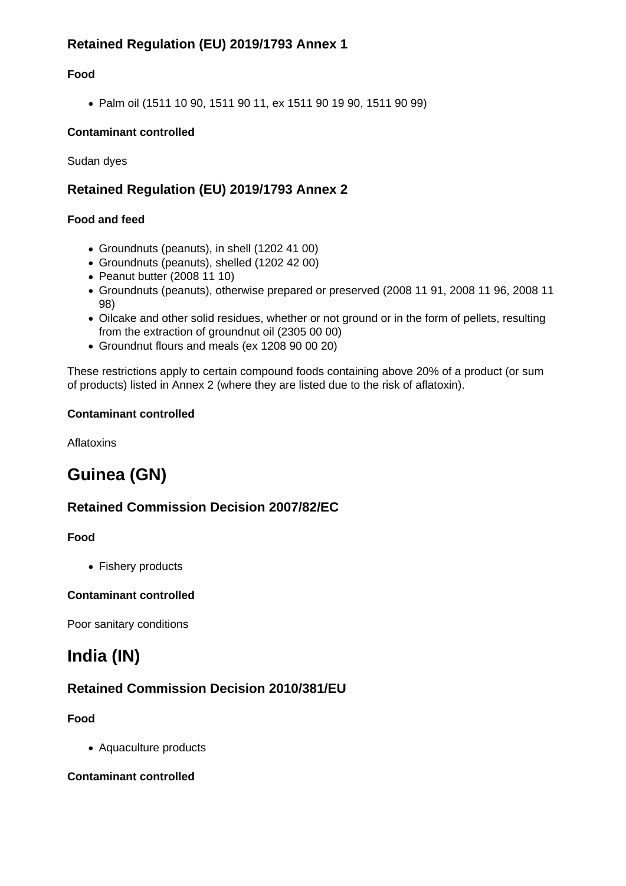### Retained Regulation (EU) 2019/1793 Annex 1

#### Food

- Palm oil (1511 10 90, 1511 90 11, ex 1511 90 19 90, 1511 90 99)

#### Contaminant controlled

Sudan dyes

### Retained Regulation (EU) 2019/1793 Annex 2

#### Food and feed

- Groundnuts (peanuts), in shell (1202 41 00)
- Groundnuts (peanuts), shelled (1202 42 00)
- Peanut butter (2008 11 10)
- Groundnuts (peanuts), otherwise prepared or preserved (2008 11 91, 2008 11 96, 2008 11 98)
- Oilcake and other solid residues, whether or not ground or in the form of pellets, resulting from the extraction of groundnut oil (2305 00 00)
- Groundnut flours and meals (ex 1208 90 00 20)

These restrictions apply to certain compound foods containing above 20% of a product (or sum of products) listed in Annex 2 (where they are listed due to the risk of aflatoxin).

#### Contaminant controlled

Aflatoxins

## Guinea (GN)

### Retained Commission Decision 2007/82/EC

#### Food

- Fishery products

#### Contaminant controlled

Poor sanitary conditions

## India (IN)

### Retained Commission Decision 2010/381/EU

#### Food

- Aquaculture products

#### Contaminant controlled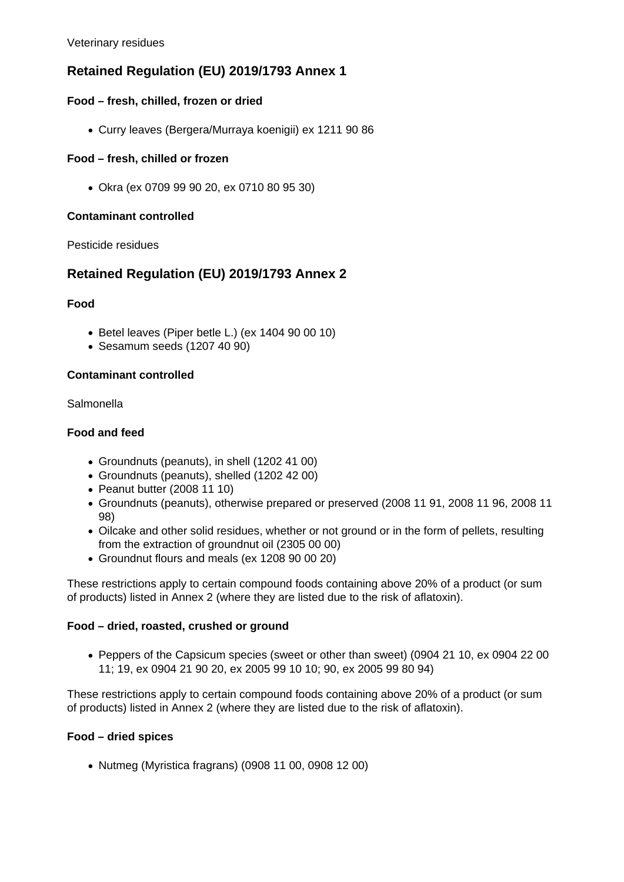Veterinary residues

## Retained Regulation (EU) 2019/1793 Annex 1

**Food – fresh, chilled, frozen or dried**

- Curry leaves (Bergera/Murraya koenigii) ex 1211 90 86

**Food – fresh, chilled or frozen**

- Okra (ex 0709 99 90 20, ex 0710 80 95 30)

**Contaminant controlled**

Pesticide residues

## Retained Regulation (EU) 2019/1793 Annex 2

**Food**

- Betel leaves (Piper betle L.) (ex 1404 90 00 10)
- Sesamum seeds (1207 40 90)

**Contaminant controlled**

Salmonella

**Food and feed**

- Groundnuts (peanuts), in shell (1202 41 00)
- Groundnuts (peanuts), shelled (1202 42 00)
- Peanut butter (2008 11 10)
- Groundnuts (peanuts), otherwise prepared or preserved (2008 11 91, 2008 11 96, 2008 11 98)
- Oilcake and other solid residues, whether or not ground or in the form of pellets, resulting from the extraction of groundnut oil (2305 00 00)
- Groundnut flours and meals (ex 1208 90 00 20)

These restrictions apply to certain compound foods containing above 20% of a product (or sum of products) listed in Annex 2 (where they are listed due to the risk of aflatoxin).

**Food – dried, roasted, crushed or ground**

- Peppers of the Capsicum species (sweet or other than sweet) (0904 21 10, ex 0904 22 00 11; 19, ex 0904 21 90 20, ex 2005 99 10 10; 90, ex 2005 99 80 94)

These restrictions apply to certain compound foods containing above 20% of a product (or sum of products) listed in Annex 2 (where they are listed due to the risk of aflatoxin).

**Food – dried spices**

- Nutmeg (Myristica fragrans) (0908 11 00, 0908 12 00)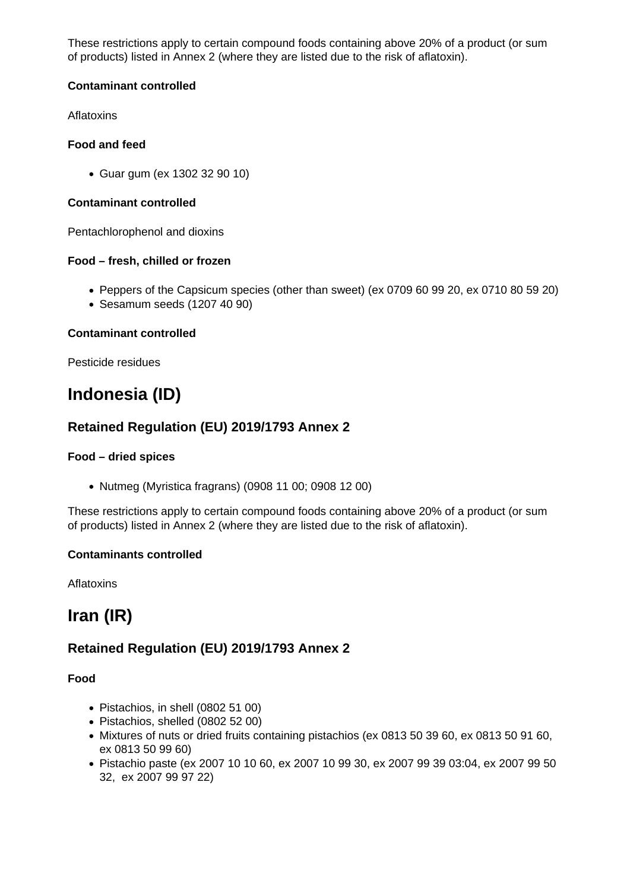These restrictions apply to certain compound foods containing above 20% of a product (or sum of products) listed in Annex 2 (where they are listed due to the risk of aflatoxin).

**Contaminant controlled**

Aflatoxins

**Food and feed**

- Guar gum (ex 1302 32 90 10)

**Contaminant controlled**

Pentachlorophenol and dioxins

**Food – fresh, chilled or frozen**

- Peppers of the Capsicum species (other than sweet) (ex 0709 60 99 20, ex 0710 80 59 20)
- Sesamum seeds (1207 40 90)

**Contaminant controlled**

Pesticide residues

# Indonesia (ID)

## Retained Regulation (EU) 2019/1793 Annex 2

**Food – dried spices**

- Nutmeg (Myristica fragrans) (0908 11 00; 0908 12 00)

These restrictions apply to certain compound foods containing above 20% of a product (or sum of products) listed in Annex 2 (where they are listed due to the risk of aflatoxin).

**Contaminants controlled**

Aflatoxins

# Iran (IR)

## Retained Regulation (EU) 2019/1793 Annex 2

**Food**

- Pistachios, in shell (0802 51 00)
- Pistachios, shelled (0802 52 00)
- Mixtures of nuts or dried fruits containing pistachios (ex 0813 50 39 60, ex 0813 50 91 60, ex 0813 50 99 60)
- Pistachio paste (ex 2007 10 10 60, ex 2007 10 99 30, ex 2007 99 39 03:04, ex 2007 99 50 32, ex 2007 99 97 22)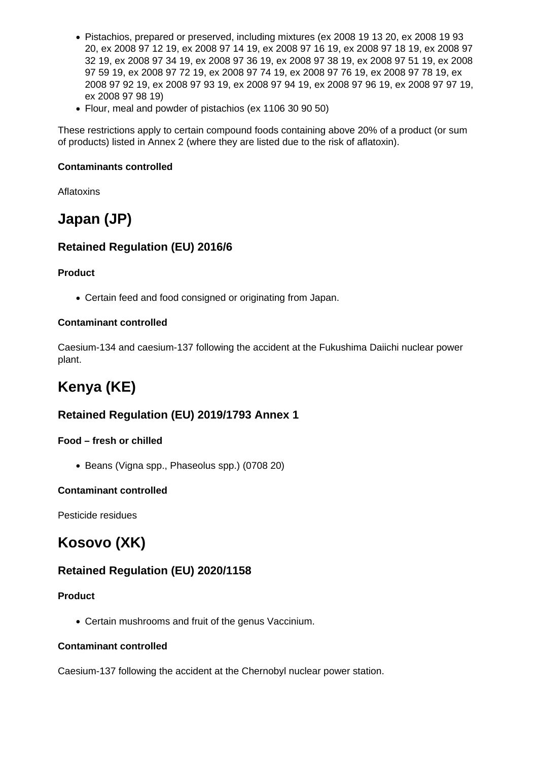- Pistachios, prepared or preserved, including mixtures (ex 2008 19 13 20, ex 2008 19 93 20, ex 2008 97 12 19, ex 2008 97 14 19, ex 2008 97 16 19, ex 2008 97 18 19, ex 2008 97 32 19, ex 2008 97 34 19, ex 2008 97 36 19, ex 2008 97 38 19, ex 2008 97 51 19, ex 2008 97 59 19, ex 2008 97 72 19, ex 2008 97 74 19, ex 2008 97 76 19, ex 2008 97 78 19, ex 2008 97 92 19, ex 2008 97 93 19, ex 2008 97 94 19, ex 2008 97 96 19, ex 2008 97 97 19, ex 2008 97 98 19)
- Flour, meal and powder of pistachios (ex 1106 30 90 50)

These restrictions apply to certain compound foods containing above 20% of a product (or sum of products) listed in Annex 2 (where they are listed due to the risk of aflatoxin).

**Contaminants controlled**

Aflatoxins

# Japan (JP)

## Retained Regulation (EU) 2016/6

**Product**

- Certain feed and food consigned or originating from Japan.

**Contaminant controlled**

Caesium-134 and caesium-137 following the accident at the Fukushima Daiichi nuclear power plant.

# Kenya (KE)

## Retained Regulation (EU) 2019/1793 Annex 1

**Food – fresh or chilled**

- Beans (Vigna spp., Phaseolus spp.) (0708 20)

**Contaminant controlled**

Pesticide residues

# Kosovo (XK)

## Retained Regulation (EU) 2020/1158

**Product**

- Certain mushrooms and fruit of the genus Vaccinium.

**Contaminant controlled**

Caesium-137 following the accident at the Chernobyl nuclear power station.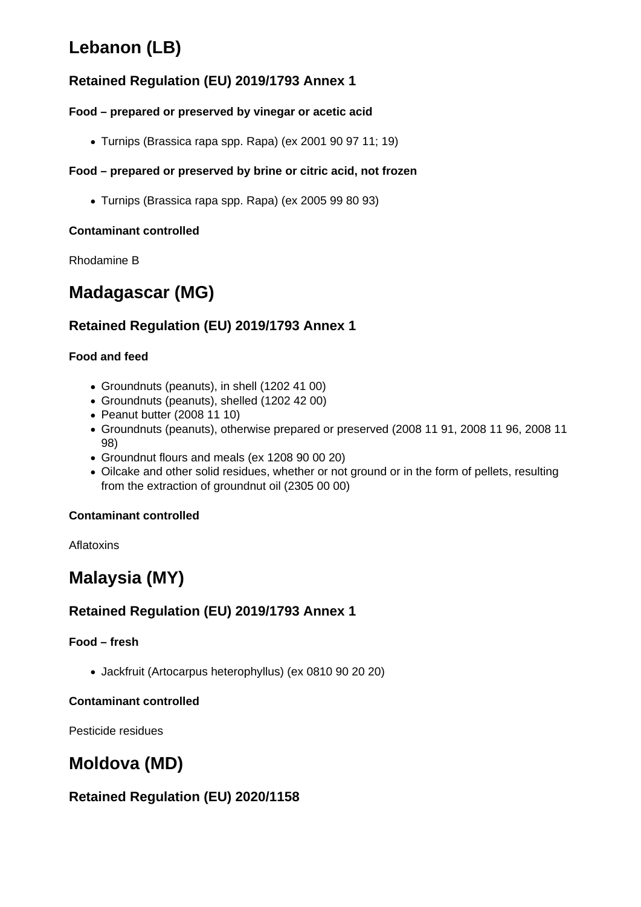# Lebanon (LB)

## Retained Regulation (EU) 2019/1793 Annex 1

#### Food – prepared or preserved by vinegar or acetic acid

- Turnips (Brassica rapa spp. Rapa) (ex 2001 90 97 11; 19)

#### Food – prepared or preserved by brine or citric acid, not frozen

- Turnips (Brassica rapa spp. Rapa) (ex 2005 99 80 93)

#### Contaminant controlled

Rhodamine B

# Madagascar (MG)

## Retained Regulation (EU) 2019/1793 Annex 1

#### Food and feed

- Groundnuts (peanuts), in shell (1202 41 00)
- Groundnuts (peanuts), shelled (1202 42 00)
- Peanut butter (2008 11 10)
- Groundnuts (peanuts), otherwise prepared or preserved (2008 11 91, 2008 11 96, 2008 11 98)
- Groundnut flours and meals (ex 1208 90 00 20)
- Oilcake and other solid residues, whether or not ground or in the form of pellets, resulting from the extraction of groundnut oil (2305 00 00)

#### Contaminant controlled

Aflatoxins

# Malaysia (MY)

## Retained Regulation (EU) 2019/1793 Annex 1

#### Food – fresh

- Jackfruit (Artocarpus heterophyllus) (ex 0810 90 20 20)

#### Contaminant controlled

Pesticide residues

# Moldova (MD)

## Retained Regulation (EU) 2020/1158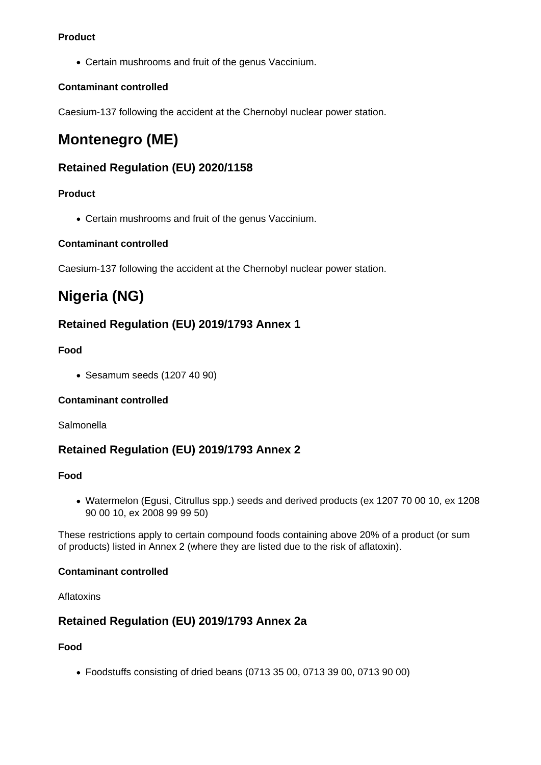**Product**

- Certain mushrooms and fruit of the genus Vaccinium.

**Contaminant controlled**

Caesium-137 following the accident at the Chernobyl nuclear power station.

# Montenegro (ME)

## Retained Regulation (EU) 2020/1158

**Product**

- Certain mushrooms and fruit of the genus Vaccinium.

**Contaminant controlled**

Caesium-137 following the accident at the Chernobyl nuclear power station.

# Nigeria (NG)

## Retained Regulation (EU) 2019/1793 Annex 1

**Food**

- Sesamum seeds (1207 40 90)

**Contaminant controlled**

Salmonella

## Retained Regulation (EU) 2019/1793 Annex 2

**Food**

- Watermelon (Egusi, Citrullus spp.) seeds and derived products (ex 1207 70 00 10, ex 1208 90 00 10, ex 2008 99 99 50)

These restrictions apply to certain compound foods containing above 20% of a product (or sum of products) listed in Annex 2 (where they are listed due to the risk of aflatoxin).

**Contaminant controlled**

Aflatoxins

## Retained Regulation (EU) 2019/1793 Annex 2a

**Food**

- Foodstuffs consisting of dried beans (0713 35 00, 0713 39 00, 0713 90 00)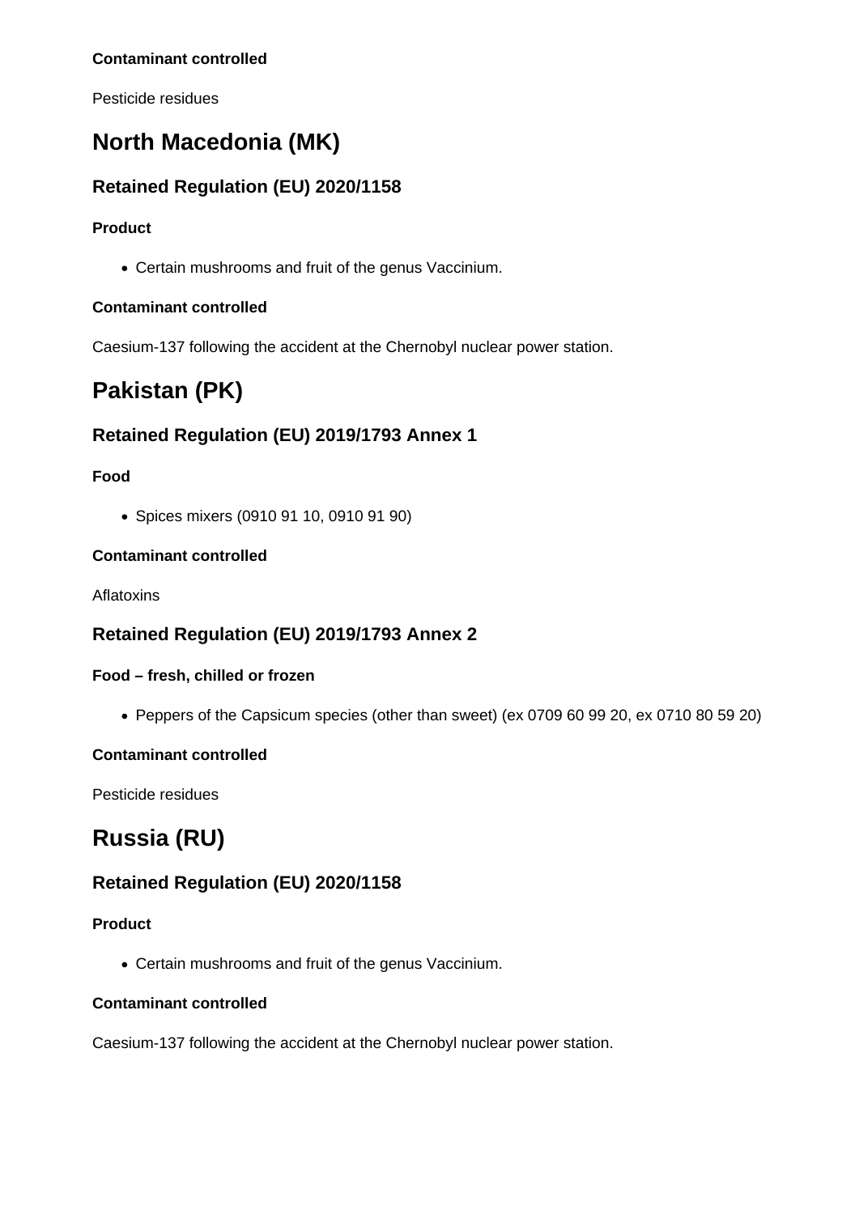#### Contaminant controlled

Pesticide residues

# North Macedonia (MK)

## Retained Regulation (EU) 2020/1158

#### Product

- Certain mushrooms and fruit of the genus Vaccinium.

#### Contaminant controlled

Caesium-137 following the accident at the Chernobyl nuclear power station.

# Pakistan (PK)

## Retained Regulation (EU) 2019/1793 Annex 1

#### Food

- Spices mixers (0910 91 10, 0910 91 90)

#### Contaminant controlled

Aflatoxins

## Retained Regulation (EU) 2019/1793 Annex 2

#### Food – fresh, chilled or frozen

- Peppers of the Capsicum species (other than sweet) (ex 0709 60 99 20, ex 0710 80 59 20)

#### Contaminant controlled

Pesticide residues

# Russia (RU)

## Retained Regulation (EU) 2020/1158

#### Product

- Certain mushrooms and fruit of the genus Vaccinium.

#### Contaminant controlled

Caesium-137 following the accident at the Chernobyl nuclear power station.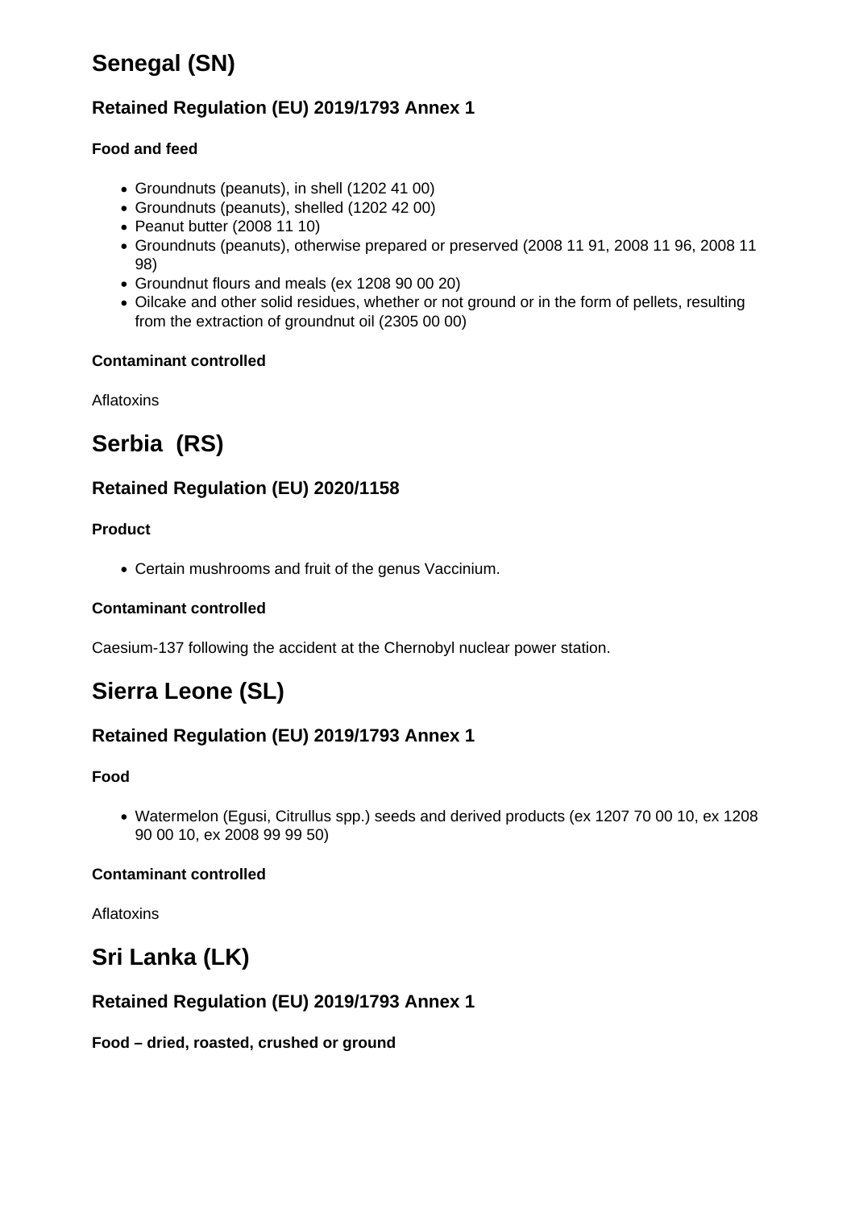# Senegal (SN)

## Retained Regulation (EU) 2019/1793 Annex 1

**Food and feed**

- Groundnuts (peanuts), in shell (1202 41 00)
- Groundnuts (peanuts), shelled (1202 42 00)
- Peanut butter (2008 11 10)
- Groundnuts (peanuts), otherwise prepared or preserved (2008 11 91, 2008 11 96, 2008 11 98)
- Groundnut flours and meals (ex 1208 90 00 20)
- Oilcake and other solid residues, whether or not ground or in the form of pellets, resulting from the extraction of groundnut oil (2305 00 00)

**Contaminant controlled**

Aflatoxins

# Serbia (RS)

## Retained Regulation (EU) 2020/1158

**Product**

- Certain mushrooms and fruit of the genus Vaccinium.

**Contaminant controlled**

Caesium-137 following the accident at the Chernobyl nuclear power station.

# Sierra Leone (SL)

## Retained Regulation (EU) 2019/1793 Annex 1

**Food**

- Watermelon (Egusi, Citrullus spp.) seeds and derived products (ex 1207 70 00 10, ex 1208 90 00 10, ex 2008 99 99 50)

**Contaminant controlled**

Aflatoxins

# Sri Lanka (LK)

## Retained Regulation (EU) 2019/1793 Annex 1

**Food – dried, roasted, crushed or ground**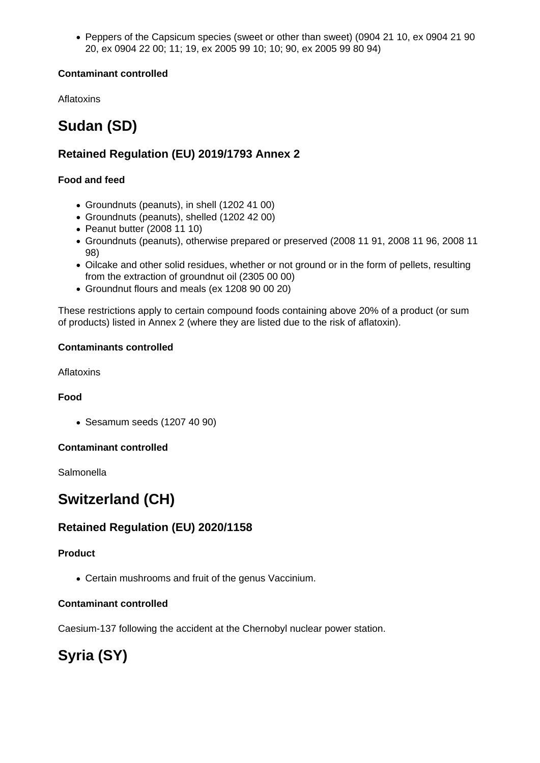- Peppers of the Capsicum species (sweet or other than sweet) (0904 21 10, ex 0904 21 90 20, ex 0904 22 00; 11; 19, ex 2005 99 10; 10; 90, ex 2005 99 80 94)

#### Contaminant controlled

Aflatoxins

## Sudan (SD)

### Retained Regulation (EU) 2019/1793 Annex 2

#### Food and feed

- Groundnuts (peanuts), in shell (1202 41 00)
- Groundnuts (peanuts), shelled (1202 42 00)
- Peanut butter (2008 11 10)
- Groundnuts (peanuts), otherwise prepared or preserved (2008 11 91, 2008 11 96, 2008 11 98)
- Oilcake and other solid residues, whether or not ground or in the form of pellets, resulting from the extraction of groundnut oil (2305 00 00)
- Groundnut flours and meals (ex 1208 90 00 20)

These restrictions apply to certain compound foods containing above 20% of a product (or sum of products) listed in Annex 2 (where they are listed due to the risk of aflatoxin).

#### Contaminants controlled

Aflatoxins

#### Food

- Sesamum seeds (1207 40 90)

#### Contaminant controlled

Salmonella

## Switzerland (CH)

### Retained Regulation (EU) 2020/1158

#### Product

- Certain mushrooms and fruit of the genus Vaccinium.

#### Contaminant controlled

Caesium-137 following the accident at the Chernobyl nuclear power station.

## Syria (SY)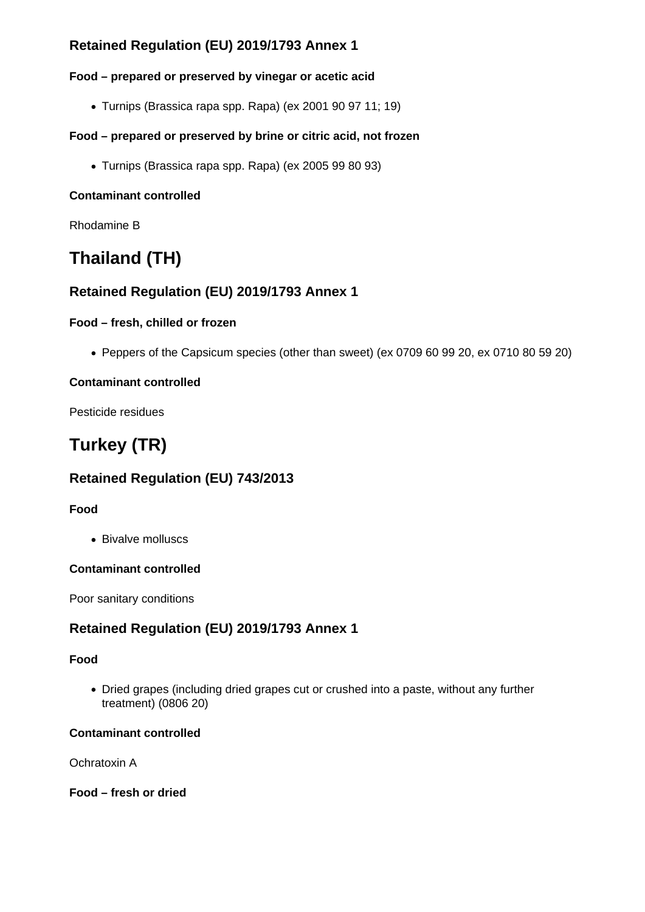### Retained Regulation (EU) 2019/1793 Annex 1

#### Food – prepared or preserved by vinegar or acetic acid

- Turnips (Brassica rapa spp. Rapa) (ex 2001 90 97 11; 19)

#### Food – prepared or preserved by brine or citric acid, not frozen

- Turnips (Brassica rapa spp. Rapa) (ex 2005 99 80 93)

#### Contaminant controlled

Rhodamine B

## Thailand (TH)

### Retained Regulation (EU) 2019/1793 Annex 1

#### Food – fresh, chilled or frozen

- Peppers of the Capsicum species (other than sweet) (ex 0709 60 99 20, ex 0710 80 59 20)

#### Contaminant controlled

Pesticide residues

## Turkey (TR)

### Retained Regulation (EU) 743/2013

#### Food

- Bivalve molluscs

#### Contaminant controlled

Poor sanitary conditions

### Retained Regulation (EU) 2019/1793 Annex 1

#### Food

- Dried grapes (including dried grapes cut or crushed into a paste, without any further treatment) (0806 20)

#### Contaminant controlled

Ochratoxin A

#### Food – fresh or dried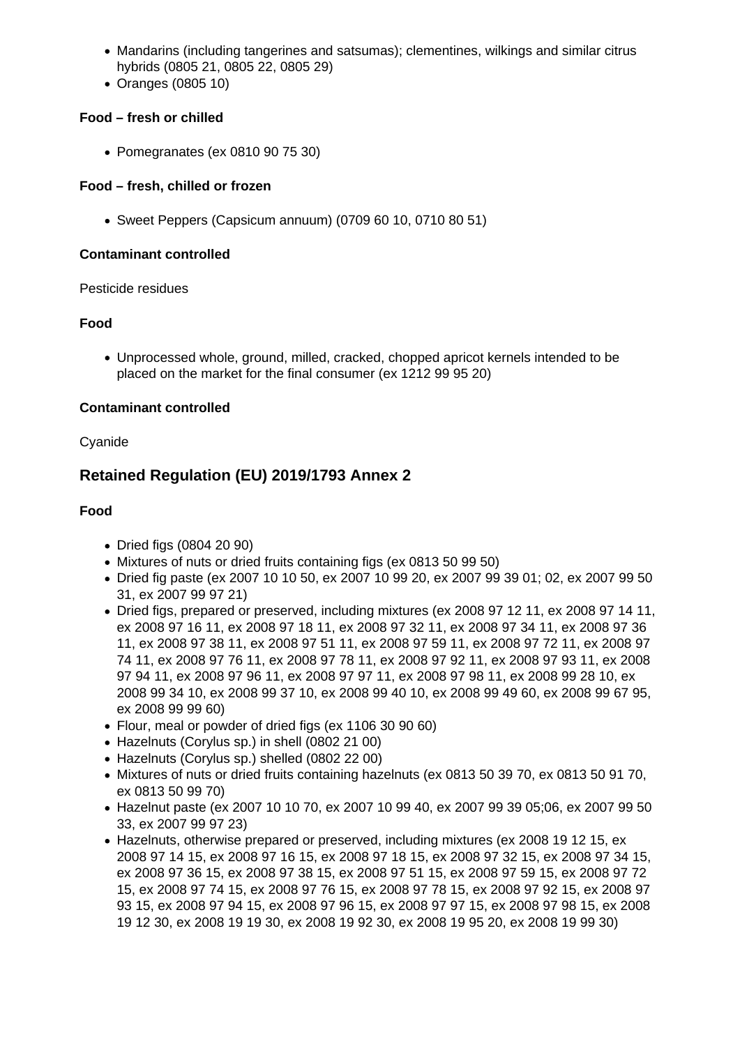- Mandarins (including tangerines and satsumas); clementines, wilkings and similar citrus hybrids (0805 21, 0805 22, 0805 29)
- Oranges (0805 10)

**Food – fresh or chilled**

- Pomegranates (ex 0810 90 75 30)

**Food – fresh, chilled or frozen**

- Sweet Peppers (Capsicum annuum) (0709 60 10, 0710 80 51)

**Contaminant controlled**

Pesticide residues

**Food**

- Unprocessed whole, ground, milled, cracked, chopped apricot kernels intended to be placed on the market for the final consumer (ex 1212 99 95 20)

**Contaminant controlled**

Cyanide

## Retained Regulation (EU) 2019/1793 Annex 2

**Food**

- Dried figs (0804 20 90)
- Mixtures of nuts or dried fruits containing figs (ex 0813 50 99 50)
- Dried fig paste (ex 2007 10 10 50, ex 2007 10 99 20, ex 2007 99 39 01; 02, ex 2007 99 50 31, ex 2007 99 97 21)
- Dried figs, prepared or preserved, including mixtures (ex 2008 97 12 11, ex 2008 97 14 11, ex 2008 97 16 11, ex 2008 97 18 11, ex 2008 97 32 11, ex 2008 97 34 11, ex 2008 97 36 11, ex 2008 97 38 11, ex 2008 97 51 11, ex 2008 97 59 11, ex 2008 97 72 11, ex 2008 97 74 11, ex 2008 97 76 11, ex 2008 97 78 11, ex 2008 97 92 11, ex 2008 97 93 11, ex 2008 97 94 11, ex 2008 97 96 11, ex 2008 97 97 11, ex 2008 97 98 11, ex 2008 99 28 10, ex 2008 99 34 10, ex 2008 99 37 10, ex 2008 99 40 10, ex 2008 99 49 60, ex 2008 99 67 95, ex 2008 99 99 60)
- Flour, meal or powder of dried figs (ex 1106 30 90 60)
- Hazelnuts (Corylus sp.) in shell (0802 21 00)
- Hazelnuts (Corylus sp.) shelled (0802 22 00)
- Mixtures of nuts or dried fruits containing hazelnuts (ex 0813 50 39 70, ex 0813 50 91 70, ex 0813 50 99 70)
- Hazelnut paste (ex 2007 10 10 70, ex 2007 10 99 40, ex 2007 99 39 05;06, ex 2007 99 50 33, ex 2007 99 97 23)
- Hazelnuts, otherwise prepared or preserved, including mixtures (ex 2008 19 12 15, ex 2008 97 14 15, ex 2008 97 16 15, ex 2008 97 18 15, ex 2008 97 32 15, ex 2008 97 34 15, ex 2008 97 36 15, ex 2008 97 38 15, ex 2008 97 51 15, ex 2008 97 59 15, ex 2008 97 72 15, ex 2008 97 74 15, ex 2008 97 76 15, ex 2008 97 78 15, ex 2008 97 92 15, ex 2008 97 93 15, ex 2008 97 94 15, ex 2008 97 96 15, ex 2008 97 97 15, ex 2008 97 98 15, ex 2008 19 12 30, ex 2008 19 19 30, ex 2008 19 92 30, ex 2008 19 95 20, ex 2008 19 99 30)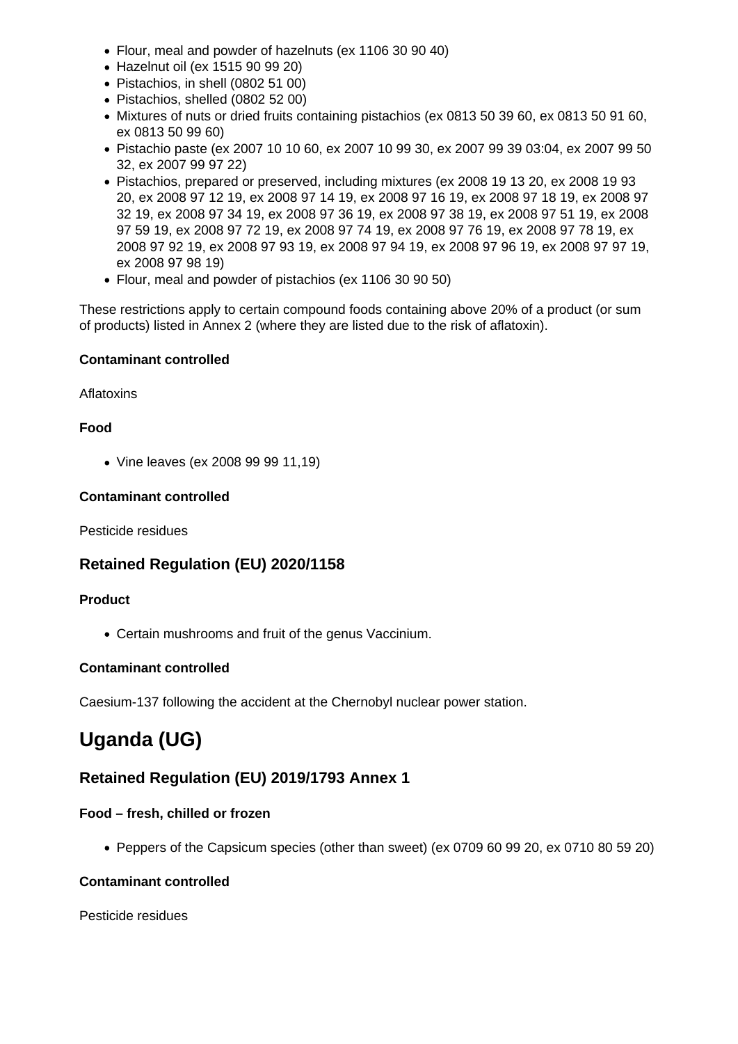- Flour, meal and powder of hazelnuts (ex 1106 30 90 40)
- Hazelnut oil (ex 1515 90 99 20)
- Pistachios, in shell (0802 51 00)
- Pistachios, shelled (0802 52 00)
- Mixtures of nuts or dried fruits containing pistachios (ex 0813 50 39 60, ex 0813 50 91 60, ex 0813 50 99 60)
- Pistachio paste (ex 2007 10 10 60, ex 2007 10 99 30, ex 2007 99 39 03:04, ex 2007 99 50 32, ex 2007 99 97 22)
- Pistachios, prepared or preserved, including mixtures (ex 2008 19 13 20, ex 2008 19 93 20, ex 2008 97 12 19, ex 2008 97 14 19, ex 2008 97 16 19, ex 2008 97 18 19, ex 2008 97 32 19, ex 2008 97 34 19, ex 2008 97 36 19, ex 2008 97 38 19, ex 2008 97 51 19, ex 2008 97 59 19, ex 2008 97 72 19, ex 2008 97 74 19, ex 2008 97 76 19, ex 2008 97 78 19, ex 2008 97 92 19, ex 2008 97 93 19, ex 2008 97 94 19, ex 2008 97 96 19, ex 2008 97 97 19, ex 2008 97 98 19)
- Flour, meal and powder of pistachios (ex 1106 30 90 50)

These restrictions apply to certain compound foods containing above 20% of a product (or sum of products) listed in Annex 2 (where they are listed due to the risk of aflatoxin).

#### Contaminant controlled

Aflatoxins

#### Food

- Vine leaves (ex 2008 99 99 11,19)

#### Contaminant controlled

Pesticide residues

### Retained Regulation (EU) 2020/1158

#### Product

- Certain mushrooms and fruit of the genus Vaccinium.

#### Contaminant controlled

Caesium-137 following the accident at the Chernobyl nuclear power station.

## Uganda (UG)

### Retained Regulation (EU) 2019/1793 Annex 1

#### Food – fresh, chilled or frozen

- Peppers of the Capsicum species (other than sweet) (ex 0709 60 99 20, ex 0710 80 59 20)

#### Contaminant controlled

Pesticide residues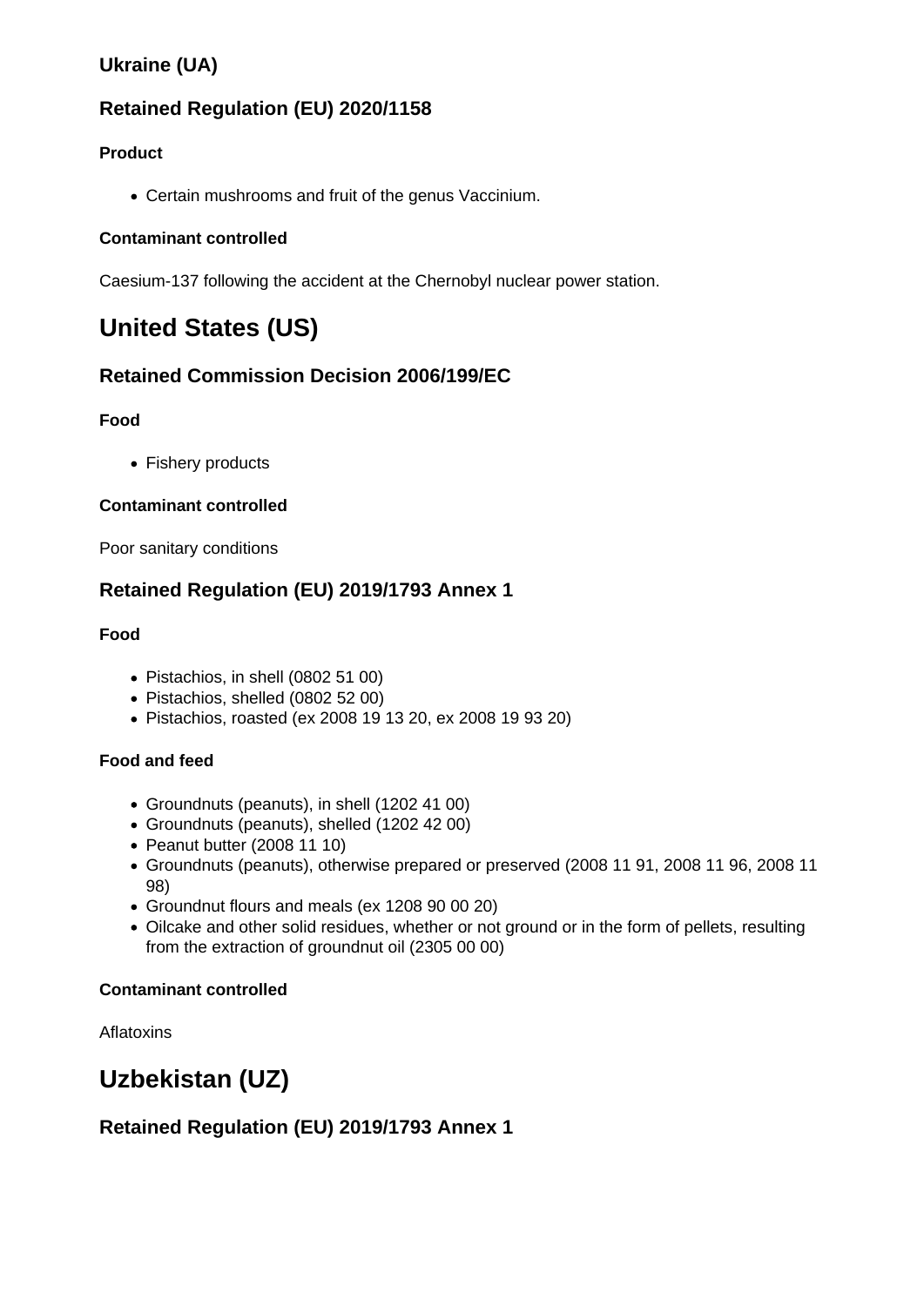### Ukraine (UA)

### Retained Regulation (EU) 2020/1158

#### Product

- Certain mushrooms and fruit of the genus Vaccinium.

#### Contaminant controlled

Caesium-137 following the accident at the Chernobyl nuclear power station.

## United States (US)

### Retained Commission Decision 2006/199/EC

#### Food

- Fishery products

#### Contaminant controlled

Poor sanitary conditions

### Retained Regulation (EU) 2019/1793 Annex 1

#### Food

- Pistachios, in shell (0802 51 00)
- Pistachios, shelled (0802 52 00)
- Pistachios, roasted (ex 2008 19 13 20, ex 2008 19 93 20)

#### Food and feed

- Groundnuts (peanuts), in shell (1202 41 00)
- Groundnuts (peanuts), shelled (1202 42 00)
- Peanut butter (2008 11 10)
- Groundnuts (peanuts), otherwise prepared or preserved (2008 11 91, 2008 11 96, 2008 11 98)
- Groundnut flours and meals (ex 1208 90 00 20)
- Oilcake and other solid residues, whether or not ground or in the form of pellets, resulting from the extraction of groundnut oil (2305 00 00)

#### Contaminant controlled

Aflatoxins

## Uzbekistan (UZ)

### Retained Regulation (EU) 2019/1793 Annex 1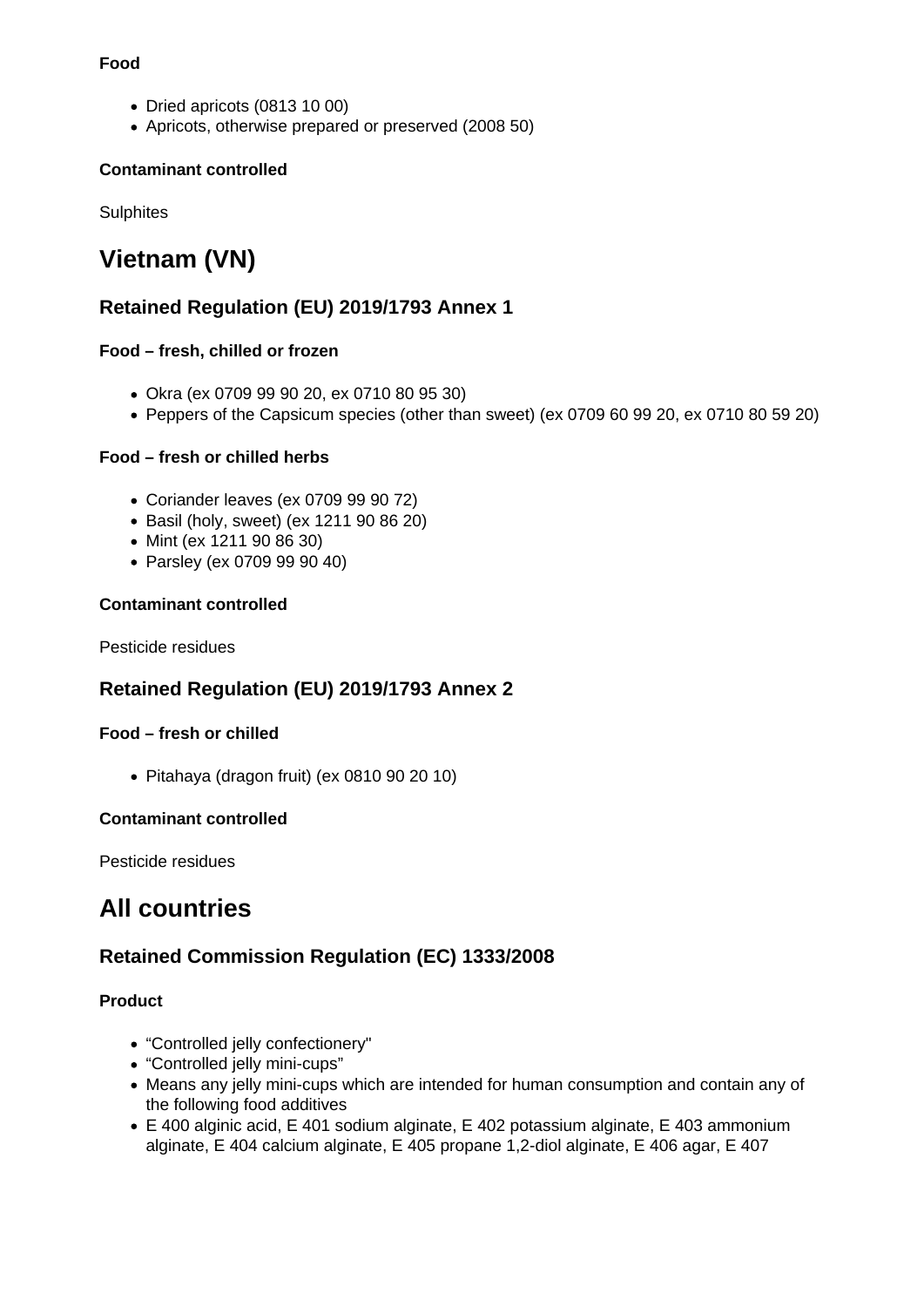**Food**

- Dried apricots (0813 10 00)
- Apricots, otherwise prepared or preserved (2008 50)

**Contaminant controlled**

Sulphites

# Vietnam (VN)

## Retained Regulation (EU) 2019/1793 Annex 1

**Food – fresh, chilled or frozen**

- Okra (ex 0709 99 90 20, ex 0710 80 95 30)
- Peppers of the Capsicum species (other than sweet) (ex 0709 60 99 20, ex 0710 80 59 20)

**Food – fresh or chilled herbs**

- Coriander leaves (ex 0709 99 90 72)
- Basil (holy, sweet) (ex 1211 90 86 20)
- Mint (ex 1211 90 86 30)
- Parsley (ex 0709 99 90 40)

**Contaminant controlled**

Pesticide residues

## Retained Regulation (EU) 2019/1793 Annex 2

**Food – fresh or chilled**

- Pitahaya (dragon fruit) (ex 0810 90 20 10)

**Contaminant controlled**

Pesticide residues

# All countries

## Retained Commission Regulation (EC) 1333/2008

**Product**

- “Controlled jelly confectionery"
- “Controlled jelly mini-cups”
- Means any jelly mini-cups which are intended for human consumption and contain any of the following food additives
- E 400 alginic acid, E 401 sodium alginate, E 402 potassium alginate, E 403 ammonium alginate, E 404 calcium alginate, E 405 propane 1,2-diol alginate, E 406 agar, E 407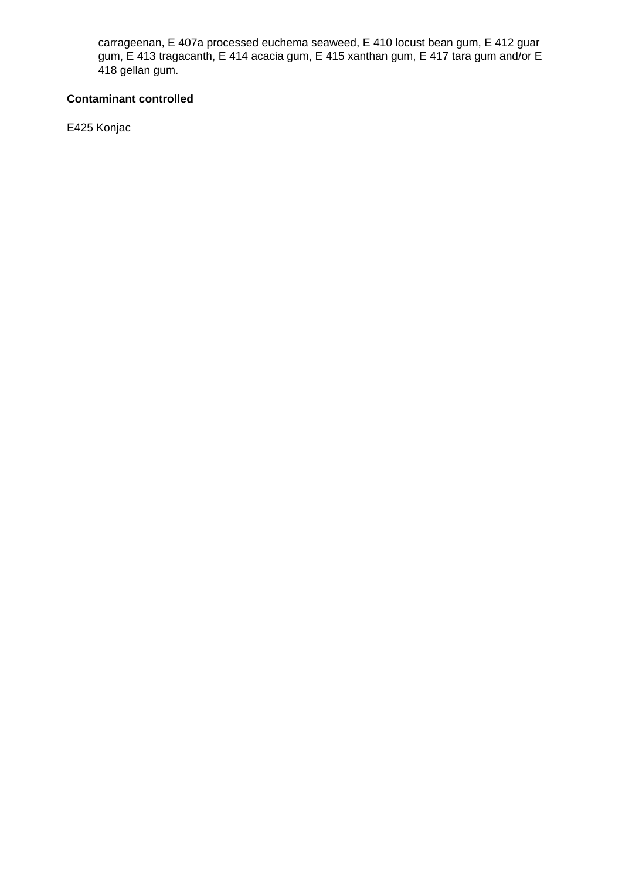carrageenan, E 407a processed euchema seaweed, E 410 locust bean gum, E 412 guar gum, E 413 tragacanth, E 414 acacia gum, E 415 xanthan gum, E 417 tara gum and/or E 418 gellan gum.

**Contaminant controlled**

E425 Konjac